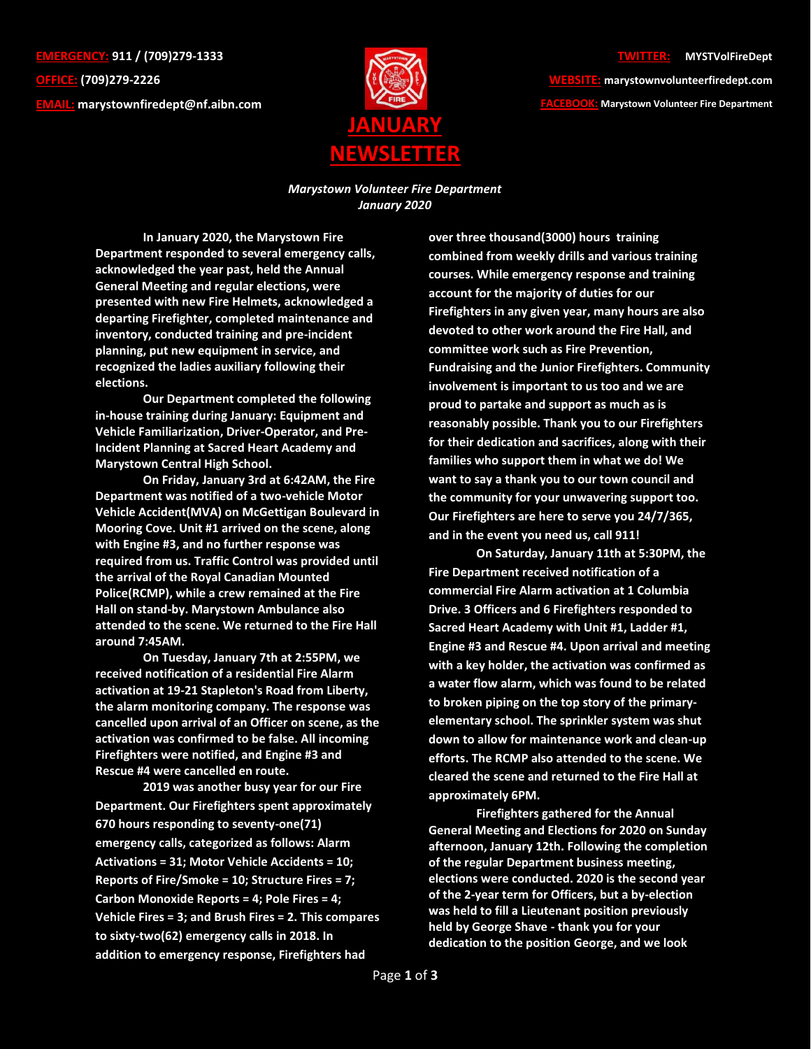**EMERGENCY:** 911 / (709)279-1333

**OFFICE:** (709)279-2226

**EMAIL:** marystownfiredept@nf.aibn.com

**TWITTER:** MYSTVolFireDept

**WEBSITE:** marystownvolunteerfiredept.com

**FACEBOOK:** Marystown Volunteer Fire Department

# JANUARY NEWSLETTER

*Marystown Volunteer Fire Department*
*January 2020*

In January 2020, the Marystown Fire Department responded to several emergency calls, acknowledged the year past, held the Annual General Meeting and regular elections, were presented with new Fire Helmets, acknowledged a departing Firefighter, completed maintenance and inventory, conducted training and pre-incident planning, put new equipment in service, and recognized the ladies auxiliary following their elections.

Our Department completed the following in-house training during January: Equipment and Vehicle Familiarization, Driver-Operator, and Pre-Incident Planning at Sacred Heart Academy and Marystown Central High School.

On Friday, January 3rd at 6:42AM, the Fire Department was notified of a two-vehicle Motor Vehicle Accident(MVA) on McGettigan Boulevard in Mooring Cove. Unit #1 arrived on the scene, along with Engine #3, and no further response was required from us. Traffic Control was provided until the arrival of the Royal Canadian Mounted Police(RCMP), while a crew remained at the Fire Hall on stand-by. Marystown Ambulance also attended to the scene. We returned to the Fire Hall around 7:45AM.

On Tuesday, January 7th at 2:55PM, we received notification of a residential Fire Alarm activation at 19-21 Stapleton's Road from Liberty, the alarm monitoring company. The response was cancelled upon arrival of an Officer on scene, as the activation was confirmed to be false. All incoming Firefighters were notified, and Engine #3 and Rescue #4 were cancelled en route.

2019 was another busy year for our Fire Department. Our Firefighters spent approximately 670 hours responding to seventy-one(71) emergency calls, categorized as follows: Alarm Activations = 31; Motor Vehicle Accidents = 10; Reports of Fire/Smoke = 10; Structure Fires = 7; Carbon Monoxide Reports = 4; Pole Fires = 4; Vehicle Fires = 3; and Brush Fires = 2. This compares to sixty-two(62) emergency calls in 2018. In addition to emergency response, Firefighters had over three thousand(3000) hours training combined from weekly drills and various training courses. While emergency response and training account for the majority of duties for our Firefighters in any given year, many hours are also devoted to other work around the Fire Hall, and committee work such as Fire Prevention, Fundraising and the Junior Firefighters. Community involvement is important to us too and we are proud to partake and support as much as is reasonably possible. Thank you to our Firefighters for their dedication and sacrifices, along with their families who support them in what we do! We want to say a thank you to our town council and the community for your unwavering support too. Our Firefighters are here to serve you 24/7/365, and in the event you need us, call 911!

On Saturday, January 11th at 5:30PM, the Fire Department received notification of a commercial Fire Alarm activation at 1 Columbia Drive. 3 Officers and 6 Firefighters responded to Sacred Heart Academy with Unit #1, Ladder #1, Engine #3 and Rescue #4. Upon arrival and meeting with a key holder, the activation was confirmed as a water flow alarm, which was found to be related to broken piping on the top story of the primary-elementary school. The sprinkler system was shut down to allow for maintenance work and clean-up efforts. The RCMP also attended to the scene. We cleared the scene and returned to the Fire Hall at approximately 6PM.

Firefighters gathered for the Annual General Meeting and Elections for 2020 on Sunday afternoon, January 12th. Following the completion of the regular Department business meeting, elections were conducted. 2020 is the second year of the 2-year term for Officers, but a by-election was held to fill a Lieutenant position previously held by George Shave - thank you for your dedication to the position George, and we look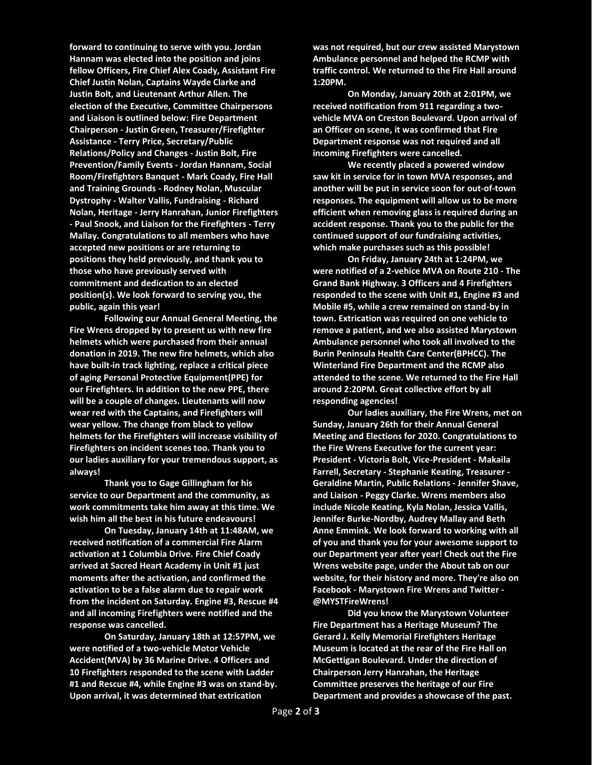forward to continuing to serve with you. Jordan Hannam was elected into the position and joins fellow Officers, Fire Chief Alex Coady, Assistant Fire Chief Justin Nolan, Captains Wayde Clarke and Justin Bolt, and Lieutenant Arthur Allen. The election of the Executive, Committee Chairpersons and Liaison is outlined below: Fire Department Chairperson - Justin Green, Treasurer/Firefighter Assistance - Terry Price, Secretary/Public Relations/Policy and Changes - Justin Bolt, Fire Prevention/Family Events - Jordan Hannam, Social Room/Firefighters Banquet - Mark Coady, Fire Hall and Training Grounds - Rodney Nolan, Muscular Dystrophy - Walter Vallis, Fundraising - Richard Nolan, Heritage - Jerry Hanrahan, Junior Firefighters - Paul Snook, and Liaison for the Firefighters - Terry Mallay. Congratulations to all members who have accepted new positions or are returning to positions they held previously, and thank you to those who have previously served with commitment and dedication to an elected position(s). We look forward to serving you, the public, again this year!

Following our Annual General Meeting, the Fire Wrens dropped by to present us with new fire helmets which were purchased from their annual donation in 2019. The new fire helmets, which also have built-in track lighting, replace a critical piece of aging Personal Protective Equipment(PPE) for our Firefighters. In addition to the new PPE, there will be a couple of changes. Lieutenants will now wear red with the Captains, and Firefighters will wear yellow. The change from black to yellow helmets for the Firefighters will increase visibility of Firefighters on incident scenes too. Thank you to our ladies auxiliary for your tremendous support, as always!

Thank you to Gage Gillingham for his service to our Department and the community, as work commitments take him away at this time. We wish him all the best in his future endeavours!

On Tuesday, January 14th at 11:48AM, we received notification of a commercial Fire Alarm activation at 1 Columbia Drive. Fire Chief Coady arrived at Sacred Heart Academy in Unit #1 just moments after the activation, and confirmed the activation to be a false alarm due to repair work from the incident on Saturday. Engine #3, Rescue #4 and all incoming Firefighters were notified and the response was cancelled.

On Saturday, January 18th at 12:57PM, we were notified of a two-vehicle Motor Vehicle Accident(MVA) by 36 Marine Drive. 4 Officers and 10 Firefighters responded to the scene with Ladder #1 and Rescue #4, while Engine #3 was on stand-by. Upon arrival, it was determined that extrication was not required, but our crew assisted Marystown Ambulance personnel and helped the RCMP with traffic control. We returned to the Fire Hall around 1:20PM.

On Monday, January 20th at 2:01PM, we received notification from 911 regarding a two-vehicle MVA on Creston Boulevard. Upon arrival of an Officer on scene, it was confirmed that Fire Department response was not required and all incoming Firefighters were cancelled.

We recently placed a powered window saw kit in service for in town MVA responses, and another will be put in service soon for out-of-town responses. The equipment will allow us to be more efficient when removing glass is required during an accident response. Thank you to the public for the continued support of our fundraising activities, which make purchases such as this possible!

On Friday, January 24th at 1:24PM, we were notified of a 2-vehice MVA on Route 210 - The Grand Bank Highway. 3 Officers and 4 Firefighters responded to the scene with Unit #1, Engine #3 and Mobile #5, while a crew remained on stand-by in town. Extrication was required on one vehicle to remove a patient, and we also assisted Marystown Ambulance personnel who took all involved to the Burin Peninsula Health Care Center(BPHCC). The Winterland Fire Department and the RCMP also attended to the scene. We returned to the Fire Hall around 2:20PM. Great collective effort by all responding agencies!

Our ladies auxiliary, the Fire Wrens, met on Sunday, January 26th for their Annual General Meeting and Elections for 2020. Congratulations to the Fire Wrens Executive for the current year: President - Victoria Bolt, Vice-President - Makaila Farrell, Secretary - Stephanie Keating, Treasurer - Geraldine Martin, Public Relations - Jennifer Shave, and Liaison - Peggy Clarke. Wrens members also include Nicole Keating, Kyla Nolan, Jessica Vallis, Jennifer Burke-Nordby, Audrey Mallay and Beth Anne Emmink. We look forward to working with all of you and thank you for your awesome support to our Department year after year! Check out the Fire Wrens website page, under the About tab on our website, for their history and more. They're also on Facebook - Marystown Fire Wrens and Twitter - @MYSTFireWrens!

Did you know the Marystown Volunteer Fire Department has a Heritage Museum? The Gerard J. Kelly Memorial Firefighters Heritage Museum is located at the rear of the Fire Hall on McGettigan Boulevard. Under the direction of Chairperson Jerry Hanrahan, the Heritage Committee preserves the heritage of our Fire Department and provides a showcase of the past.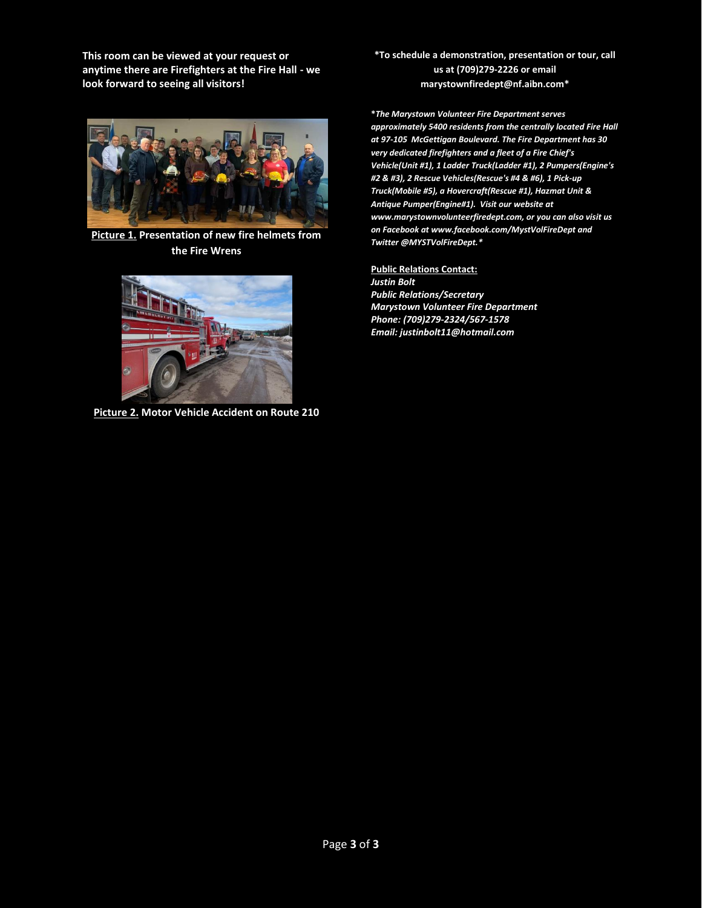**This room can be viewed at your request or anytime there are Firefighters at the Fire Hall - we look forward to seeing all visitors!**

**Picture 1. Presentation of new fire helmets from the Fire Wrens**

**Picture 2. Motor Vehicle Accident on Route 210**

**\*To schedule a demonstration, presentation or tour, call us at (709)279-2226 or email marystownfiredept@nf.aibn.com\***

***The Marystown Volunteer Fire Department serves approximately 5400 residents from the centrally located Fire Hall at 97-105 McGettigan Boulevard. The Fire Department has 30 very dedicated firefighters and a fleet of a Fire Chief's Vehicle(Unit #1), 1 Ladder Truck(Ladder #1), 2 Pumpers(Engine's #2 & #3), 2 Rescue Vehicles(Rescue's #4 & #6), 1 Pick-up Truck(Mobile #5), a Hovercraft(Rescue #1), Hazmat Unit & Antique Pumper(Engine#1). Visit our website at www.marystownvolunteerfiredept.com, or you can also visit us on Facebook at www.facebook.com/MystVolFireDept and Twitter @MYSTVolFireDept.\****

**Public Relations Contact:**
***Justin Bolt***
***Public Relations/Secretary***
***Marystown Volunteer Fire Department***
***Phone: (709)279-2324/567-1578***
***Email: justinbolt11@hotmail.com***